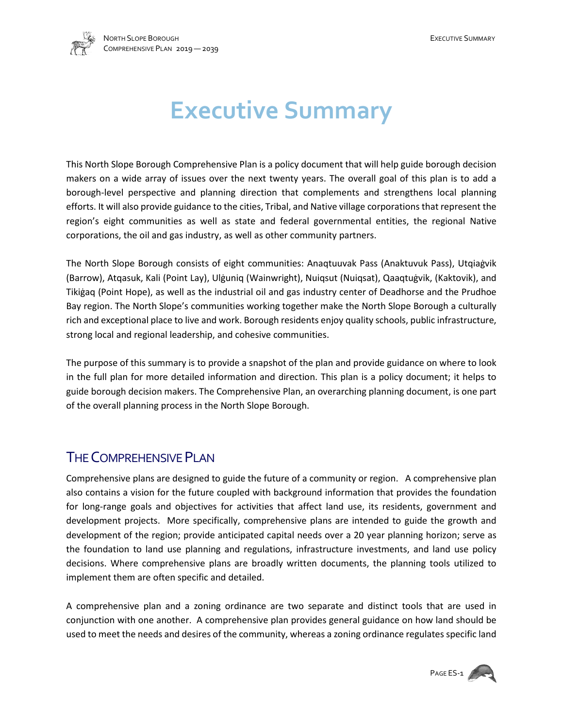# Executive Summary

This North Slope Borough Comprehensive Plan is a policy document that will help guide borough decision makers on a wide array of issues over the next twenty years. The overall goal of this plan is to add a borough-level perspective and planning direction that complements and strengthens local planning efforts. It will also provide guidance to the cities, Tribal, and Native village corporations that represent the region's eight communities as well as state and federal governmental entities, the regional Native corporations, the oil and gas industry, as well as other community partners.

The North Slope Borough consists of eight communities: Anaqtuuvak Pass (Anaktuvuk Pass), Utqiaġvik (Barrow), Atqasuk, Kali (Point Lay), Ulġuniq (Wainwright), Nuiqsut (Nuiqsat), Qaaqtuġvik, (Kaktovik), and Tikiġaq (Point Hope), as well as the industrial oil and gas industry center of Deadhorse and the Prudhoe Bay region. The North Slope's communities working together make the North Slope Borough a culturally rich and exceptional place to live and work. Borough residents enjoy quality schools, public infrastructure, strong local and regional leadership, and cohesive communities.

The purpose of this summary is to provide a snapshot of the plan and provide guidance on where to look in the full plan for more detailed information and direction. This plan is a policy document; it helps to guide borough decision makers. The Comprehensive Plan, an overarching planning document, is one part of the overall planning process in the North Slope Borough.

## The Comprehensive Plan

Comprehensive plans are designed to guide the future of a community or region. A comprehensive plan also contains a vision for the future coupled with background information that provides the foundation for long-range goals and objectives for activities that affect land use, its residents, government and development projects. More specifically, comprehensive plans are intended to guide the growth and development of the region; provide anticipated capital needs over a 20 year planning horizon; serve as the foundation to land use planning and regulations, infrastructure investments, and land use policy decisions. Where comprehensive plans are broadly written documents, the planning tools utilized to implement them are often specific and detailed.

A comprehensive plan and a zoning ordinance are two separate and distinct tools that are used in conjunction with one another. A comprehensive plan provides general guidance on how land should be used to meet the needs and desires of the community, whereas a zoning ordinance regulates specific land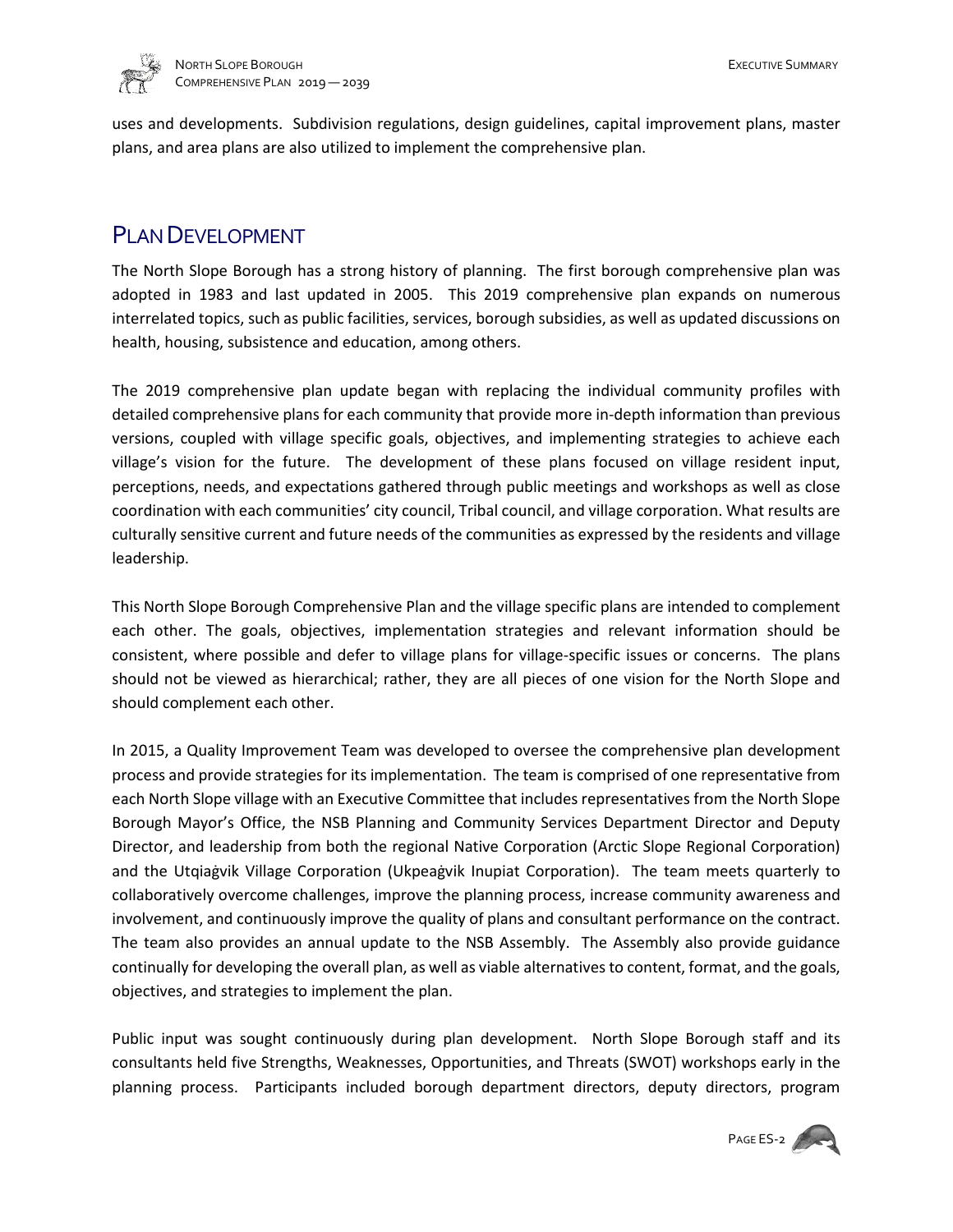uses and developments. Subdivision regulations, design guidelines, capital improvement plans, master plans, and area plans are also utilized to implement the comprehensive plan.

## Plan Development

The North Slope Borough has a strong history of planning. The first borough comprehensive plan was adopted in 1983 and last updated in 2005. This 2019 comprehensive plan expands on numerous interrelated topics, such as public facilities, services, borough subsidies, as well as updated discussions on health, housing, subsistence and education, among others.

The 2019 comprehensive plan update began with replacing the individual community profiles with detailed comprehensive plans for each community that provide more in-depth information than previous versions, coupled with village specific goals, objectives, and implementing strategies to achieve each village's vision for the future. The development of these plans focused on village resident input, perceptions, needs, and expectations gathered through public meetings and workshops as well as close coordination with each communities' city council, Tribal council, and village corporation. What results are culturally sensitive current and future needs of the communities as expressed by the residents and village leadership.

This North Slope Borough Comprehensive Plan and the village specific plans are intended to complement each other. The goals, objectives, implementation strategies and relevant information should be consistent, where possible and defer to village plans for village-specific issues or concerns. The plans should not be viewed as hierarchical; rather, they are all pieces of one vision for the North Slope and should complement each other.

In 2015, a Quality Improvement Team was developed to oversee the comprehensive plan development process and provide strategies for its implementation. The team is comprised of one representative from each North Slope village with an Executive Committee that includes representatives from the North Slope Borough Mayor's Office, the NSB Planning and Community Services Department Director and Deputy Director, and leadership from both the regional Native Corporation (Arctic Slope Regional Corporation) and the Utqiaġvik Village Corporation (Ukpeaġvik Inupiat Corporation). The team meets quarterly to collaboratively overcome challenges, improve the planning process, increase community awareness and involvement, and continuously improve the quality of plans and consultant performance on the contract. The team also provides an annual update to the NSB Assembly. The Assembly also provide guidance continually for developing the overall plan, as well as viable alternatives to content, format, and the goals, objectives, and strategies to implement the plan.

Public input was sought continuously during plan development. North Slope Borough staff and its consultants held five Strengths, Weaknesses, Opportunities, and Threats (SWOT) workshops early in the planning process. Participants included borough department directors, deputy directors, program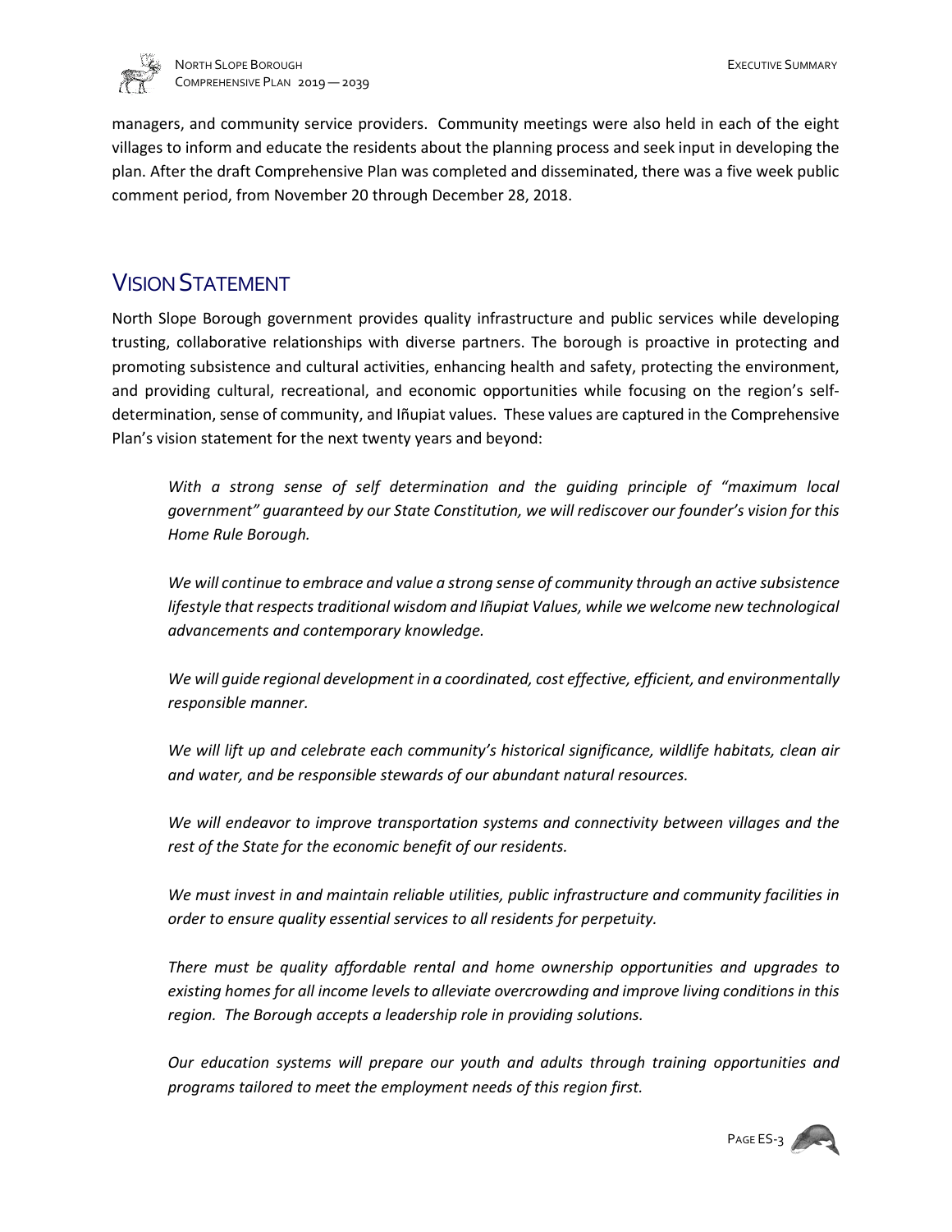managers, and community service providers. Community meetings were also held in each of the eight villages to inform and educate the residents about the planning process and seek input in developing the plan. After the draft Comprehensive Plan was completed and disseminated, there was a five week public comment period, from November 20 through December 28, 2018.

## VISION STATEMENT

North Slope Borough government provides quality infrastructure and public services while developing trusting, collaborative relationships with diverse partners. The borough is proactive in protecting and promoting subsistence and cultural activities, enhancing health and safety, protecting the environment, and providing cultural, recreational, and economic opportunities while focusing on the region's self-determination, sense of community, and Iñupiat values. These values are captured in the Comprehensive Plan's vision statement for the next twenty years and beyond:

> *With a strong sense of self determination and the guiding principle of "maximum local government" guaranteed by our State Constitution, we will rediscover our founder's vision for this Home Rule Borough.*
>
> *We will continue to embrace and value a strong sense of community through an active subsistence lifestyle that respects traditional wisdom and Iñupiat Values, while we welcome new technological advancements and contemporary knowledge.*
>
> *We will guide regional development in a coordinated, cost effective, efficient, and environmentally responsible manner.*
>
> *We will lift up and celebrate each community's historical significance, wildlife habitats, clean air and water, and be responsible stewards of our abundant natural resources.*
>
> *We will endeavor to improve transportation systems and connectivity between villages and the rest of the State for the economic benefit of our residents.*
>
> *We must invest in and maintain reliable utilities, public infrastructure and community facilities in order to ensure quality essential services to all residents for perpetuity.*
>
> *There must be quality affordable rental and home ownership opportunities and upgrades to existing homes for all income levels to alleviate overcrowding and improve living conditions in this region. The Borough accepts a leadership role in providing solutions.*
>
> *Our education systems will prepare our youth and adults through training opportunities and programs tailored to meet the employment needs of this region first.*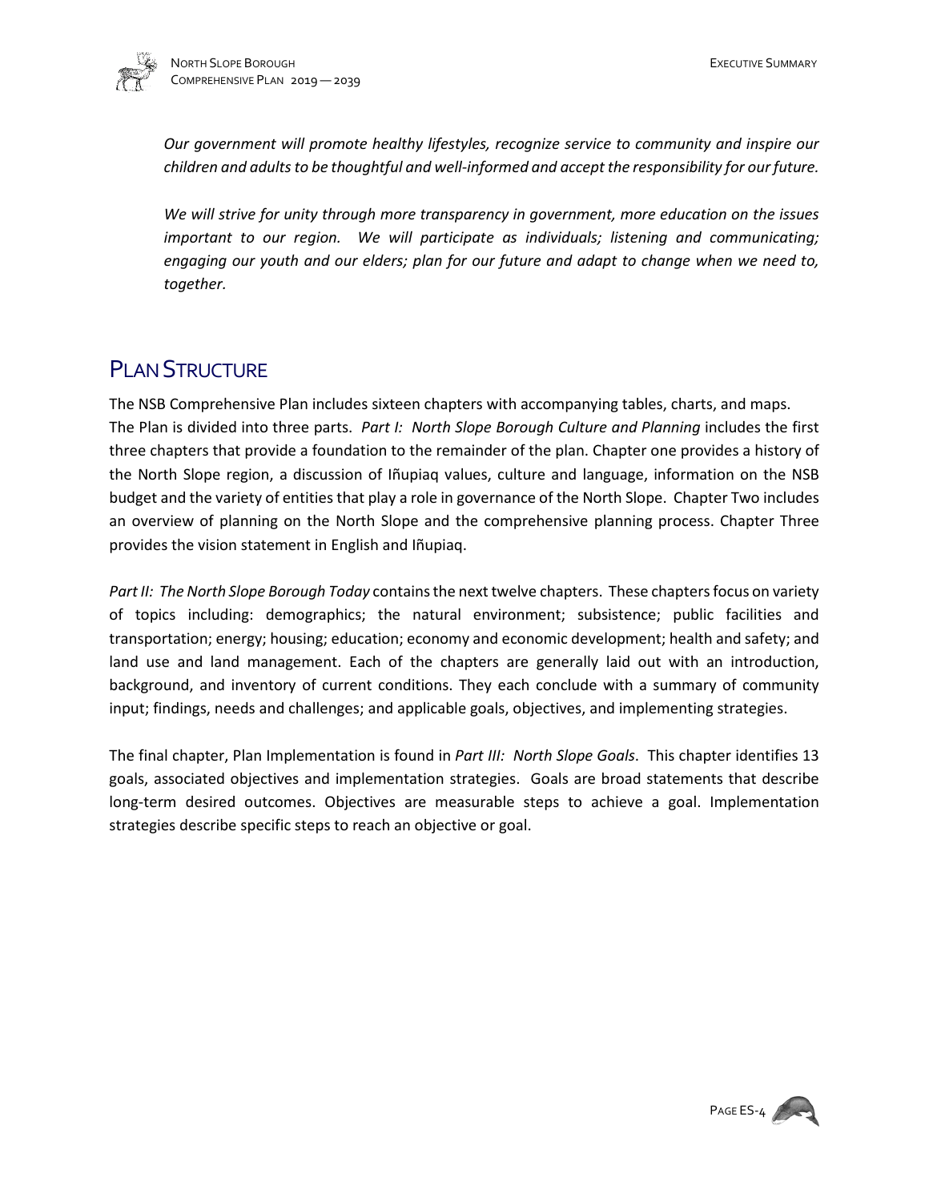*Our government will promote healthy lifestyles, recognize service to community and inspire our children and adults to be thoughtful and well-informed and accept the responsibility for our future.*

*We will strive for unity through more transparency in government, more education on the issues important to our region. We will participate as individuals; listening and communicating; engaging our youth and our elders; plan for our future and adapt to change when we need to, together.*

## PLAN STRUCTURE

The NSB Comprehensive Plan includes sixteen chapters with accompanying tables, charts, and maps. The Plan is divided into three parts. *Part I: North Slope Borough Culture and Planning* includes the first three chapters that provide a foundation to the remainder of the plan. Chapter one provides a history of the North Slope region, a discussion of Iñupiaq values, culture and language, information on the NSB budget and the variety of entities that play a role in governance of the North Slope. Chapter Two includes an overview of planning on the North Slope and the comprehensive planning process. Chapter Three provides the vision statement in English and Iñupiaq.

*Part II: The North Slope Borough Today* contains the next twelve chapters. These chapters focus on variety of topics including: demographics; the natural environment; subsistence; public facilities and transportation; energy; housing; education; economy and economic development; health and safety; and land use and land management. Each of the chapters are generally laid out with an introduction, background, and inventory of current conditions. They each conclude with a summary of community input; findings, needs and challenges; and applicable goals, objectives, and implementing strategies.

The final chapter, Plan Implementation is found in *Part III: North Slope Goals*. This chapter identifies 13 goals, associated objectives and implementation strategies. Goals are broad statements that describe long-term desired outcomes. Objectives are measurable steps to achieve a goal. Implementation strategies describe specific steps to reach an objective or goal.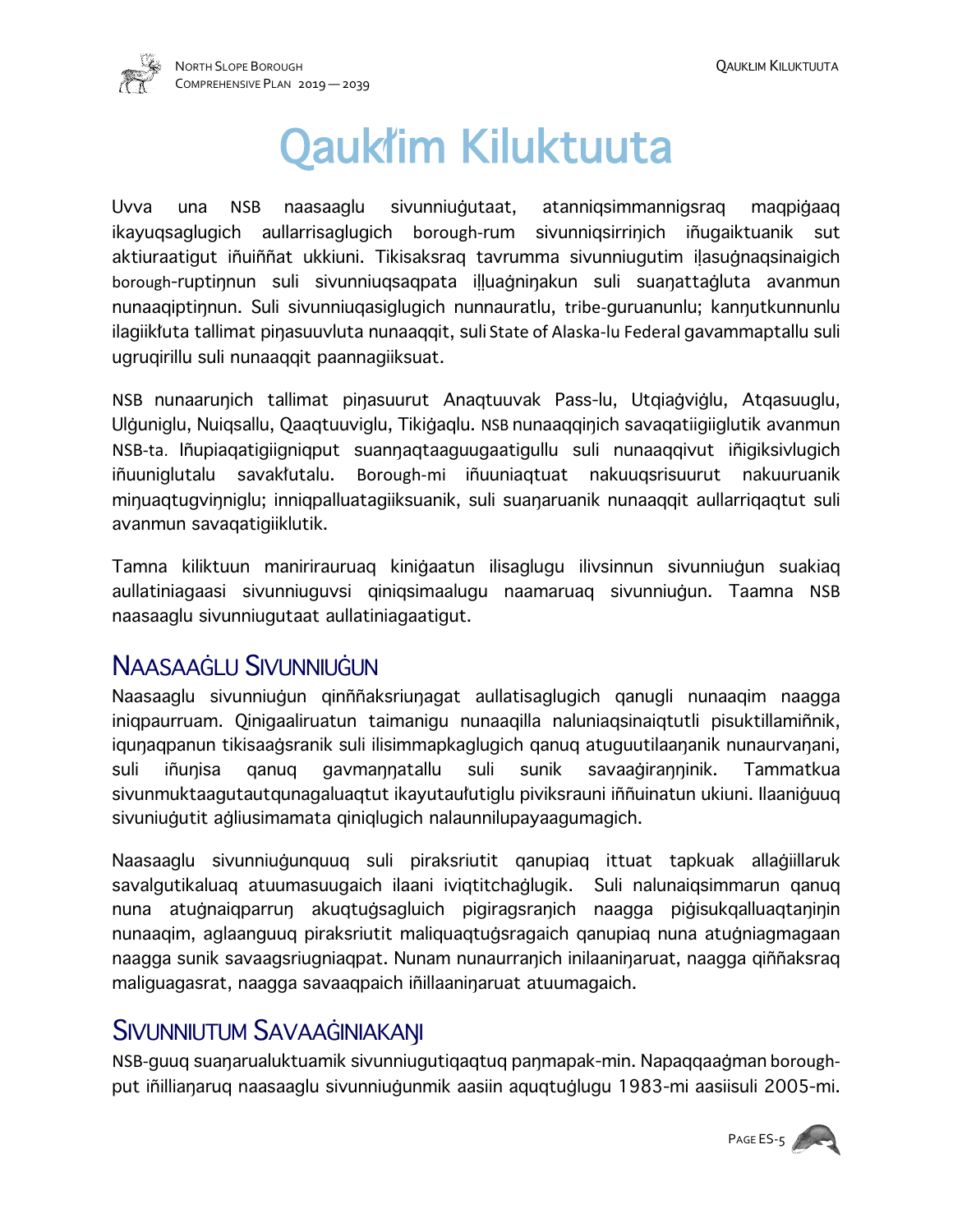# Qaukłim Kiluktuuta

Uvva una NSB naasaaglu sivunniuġutaat, atanniqsimmannigsraq maqpiġaaq ikayuqsaglugich aullarrisaglugich borough-rum sivunniqsirriŋich iñugaiktuanik sut aktiuraatigut iñuiññat ukkiuni. Tikisaksraq tavrumma sivunniugutim iḷasuġnaqsinaigich borough-ruptiŋnun suli sivunniuqsaqpata iḷḷuaġniŋakun suli suaŋattaġluta avanmun nunaaqiptiŋnun. Suli sivunniuqasiglugich nunnauratlu, tribe-guruanunlu; kanŋutkunnunlu ilagiikłuta tallimat piŋasuuvluta nunaaqqit, suli State of Alaska-lu Federal gavammaptallu suli ugruqirillu suli nunaaqqit paannagiiksuat.

NSB nunaaruŋich tallimat piŋasuurut Anaqtuuvak Pass-lu, Utqiaġviġlu, Atqasuuglu, Ulġuniglu, Nuiqsallu, Qaaqtuuviglu, Tikiġaqlu. NSB nunaaqqiŋich savaqatiigiiglutik avanmun NSB-ta. Iñupiaqatigiigniqput suanŋaqtaaguugaatigullu suli nunaaqqivut iñigiksivlugich iñuuniglutalu savakłutalu. Borough-mi iñuuniaqtuat nakuuqsrisuurut nakuuruanik miŋuaqtugviŋniglu; inniqpalluatagiiksuanik, suli suaŋaruanik nunaaqqit aullarriqaqtut suli avanmun savaqatigiiklutik.

Tamna kiliktuun maniriraruaq kiniġaatun ilisaglugu ilivsinnun sivunniuġun suakiaq aullatiniagaasi sivunniuguvsi qiniqsimaalugu naamaruaq sivunniuġun. Taamna NSB naasaaglu sivunniugutaat aullatiniagaatigut.

## Naasaaġlu Sivunniuġun

Naasaaglu sivunniuġun qinññaksriuŋagat aullatisaglugich qanugli nunaaqim naagga iniqpaurruam. Qinigaaliruatun taimanigu nunaaqilla naluniaqsinaiqtutli pisuktillamiñnik, iquŋaqpanun tikisaaġsranik suli ilisimmapkaglugich qanuq atuguutilaaŋanik nunaurvaŋani, suli iñuŋisa qanuq gavmaŋŋatallu suli sunik savaaġiraŋŋinik. Tammatkua sivunmuktaagutautqunagaluaqtut ikayutaułutiglu piviksrauni iññuinatun ukiuni. Ilaaniġuuq sivuniuġutit aġliusimamata qiniqlugich nalaunnilupayaagumagich.

Naasaaglu sivunniuġunquuq suli piraksriutit qanupiaq ittuat tapkuak allaġiillaruk savalgutikaluaq atuumasuugaich ilaani iviqtitchaġlugik. Suli nalunaiqsimmarun qanuq nuna atuġnaiqparruŋ akuqtuġsagluich pigiragsraŋich naagga piġisukqalluaqtaŋiŋin nunaaqim, aglaanguuq piraksriutit maliquaqtuġsragaich qanupiaq nuna atuġniagmagaan naagga sunik savaagsriugniaqpat. Nunam nunaurraŋich inilaaniŋaruat, naagga qiññaksraq maliguagasrat, naagga savaaqpaich iñillaaniŋaruat atuumagaich.

## Sivunniutum Savaaġiniakaŋi

NSB-guuq suaŋarualuktuamik sivunniugutiqaqtuq paŋmapak-min. Napaqqaaġman borough-put iñilliaŋaruq naasaaglu sivunniuġunmik aasiin aquqtuġlugu 1983-mi aasiisuli 2005-mi.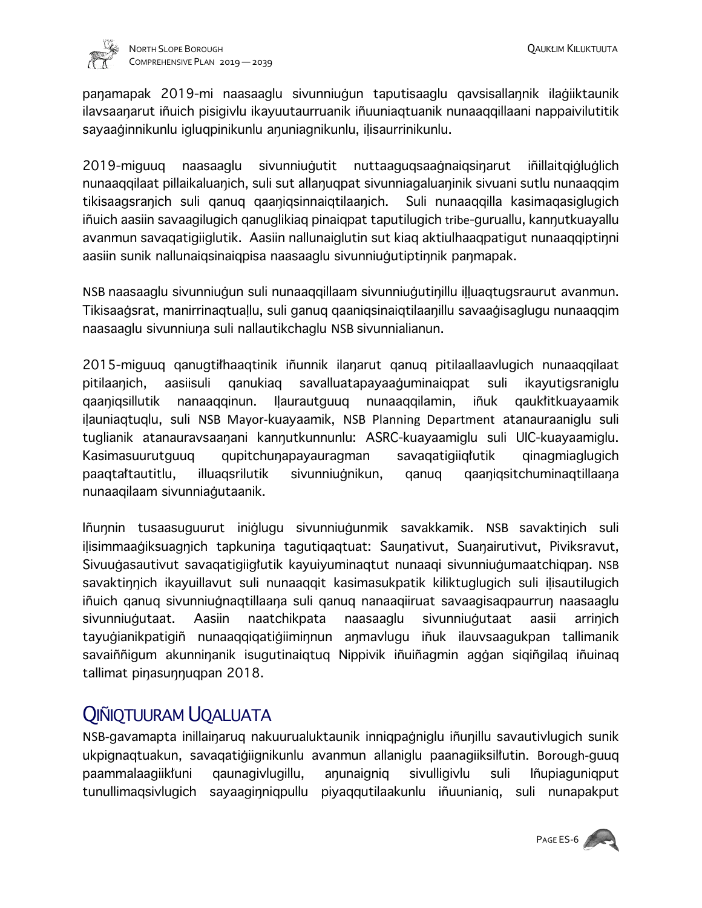paŋamapak 2019-mi naasaaglu sivunniuġun taputisaaglu qavsisallaŋnik ilaġiiktaunik ilavsaaŋarut iñuich pisigivlu ikayuutaurruanik iñuuniaqtuanik nunaaqqillaani nappaivilutitik sayaaġinnikunlu igluqpinikunlu aŋuniagnikunlu, iḷisaurrinikunlu.

2019-miguuq naasaaglu sivunniuġutit nuttaaguqsaaġnaiqsiŋarut iñillaitqiġluġlich nunaaqqilaat pillaikaluaŋich, suli sut allaŋuqpat sivunniagaluaŋinik sivuani sutlu nunaaqqim tikisaagsraŋich suli qanuq qaaŋiqsinnaiqtilaaŋich. Suli nunaaqqilla kasimaqasiglugich iñuich aasiin savaagilugich qanuglikiaq pinaiqpat taputilugich tribe-guruallu, kanŋutkuayallu avanmun savaqatigiiglutik. Aasiin nallunaiglutin sut kiaq aktiulhaaqpatigut nunaaqqiptiŋni aasiin sunik nallunaiqsinaiqpisa naasaaglu sivunniuġutiptiŋnik paŋmapak.

NSB naasaaglu sivunniuġun suli nunaaqqillaam sivunniuġutiŋillu iḷḷuaqtugsraurut avanmun. Tikisaaġsrat, manirrinaqtuaḷḷu, suli ganuq qaaniqsinaiqtilaaŋillu savaaġisaglugu nunaaqqim naasaaglu sivunniuŋa suli nallautikchaglu NSB sivunnialianun.

2015-miguuq qanugtiłhaaqtinik iñunnik ilaŋarut qanuq pitilaallaavlugich nunaaqqilaat pitilaaŋich, aasiisuli qanukiaq savalluatapayaaġuminaiqpat suli ikayutigsraniglu qaaŋiqsillutik nanaaqqinun. Iḷaurautguuq nunaaqqilamin, iñuk qaukłitkuayaamik iḷauniaqtuqlu, suli NSB Mayor-kuayaamik, NSB Planning Department atanauraaniglu suli tuglianik atanauravsaaŋani kanŋutkunnunlu: ASRC-kuayaamiglu suli UIC-kuayaamiglu. Kasimasuurutguuq qupitchuŋapayauragman savaqatigiiqłutik qinagmiaglugich paaqtałtautitlu, illuaqsrilutik sivunniuġnikun, qanuq qaaŋiqsitchuminaqtillaaŋa nunaaqilaam sivunniaġutaanik.

Iñuŋnin tusaasuguurut iniġlugu sivunniuġunmik savakkamik. NSB savaktiŋich suli iḷisimmaaġiksuagŋich tapkuniŋa tagutiqaqtuat: Sauŋativut, Suaŋairutivut, Piviksravut, Sivuuġasautivut savaqatigiigłutik kayuiyuminaqtut nunaaqi sivunniuġumaatchiqpaŋ. NSB savaktiŋŋich ikayuillavut suli nunaaqqit kasimasukpatik kiliktuglugich suli iḷisautilugich iñuich qanuq sivunniuġnaqtillaaŋa suli qanuq nanaaqiiruat savaagisaqpaurruŋ naasaaglu sivunniuġutaat. Aasiin naatchikpata naasaaglu sivunniuġutaat aasii arriŋich tayuġianikpatigiñ nunaaqqiqatiġiimiŋnun aŋmavlugu iñuk ilauvsaagukpan tallimanik savaiññigum akunniŋanik isugutinaiqtuq Nippivik iñuiñagmin aġġan siqiñgilaq iñuinaq tallimat piŋasuŋŋuqpan 2018.

## Qiñiqtuuram Uqaluata

NSB-gavamapta inillaiŋaruq nakuurualuktaunik inniqpaġniglu iñuŋillu savautivlugich sunik ukpignaqtuakun, savaqatiġiignikunlu avanmun allaniglu paanagiiksiłłutin. Borough-guuq paammalaagiikłuni qaunagivlugillu, aŋunaigniq sivulligivlu suli Iñupiaguniqput tunullimaqsivlugich sayaagiŋniqpullu piyaqqutilaakunlu iñuuniaq, suli nunapakput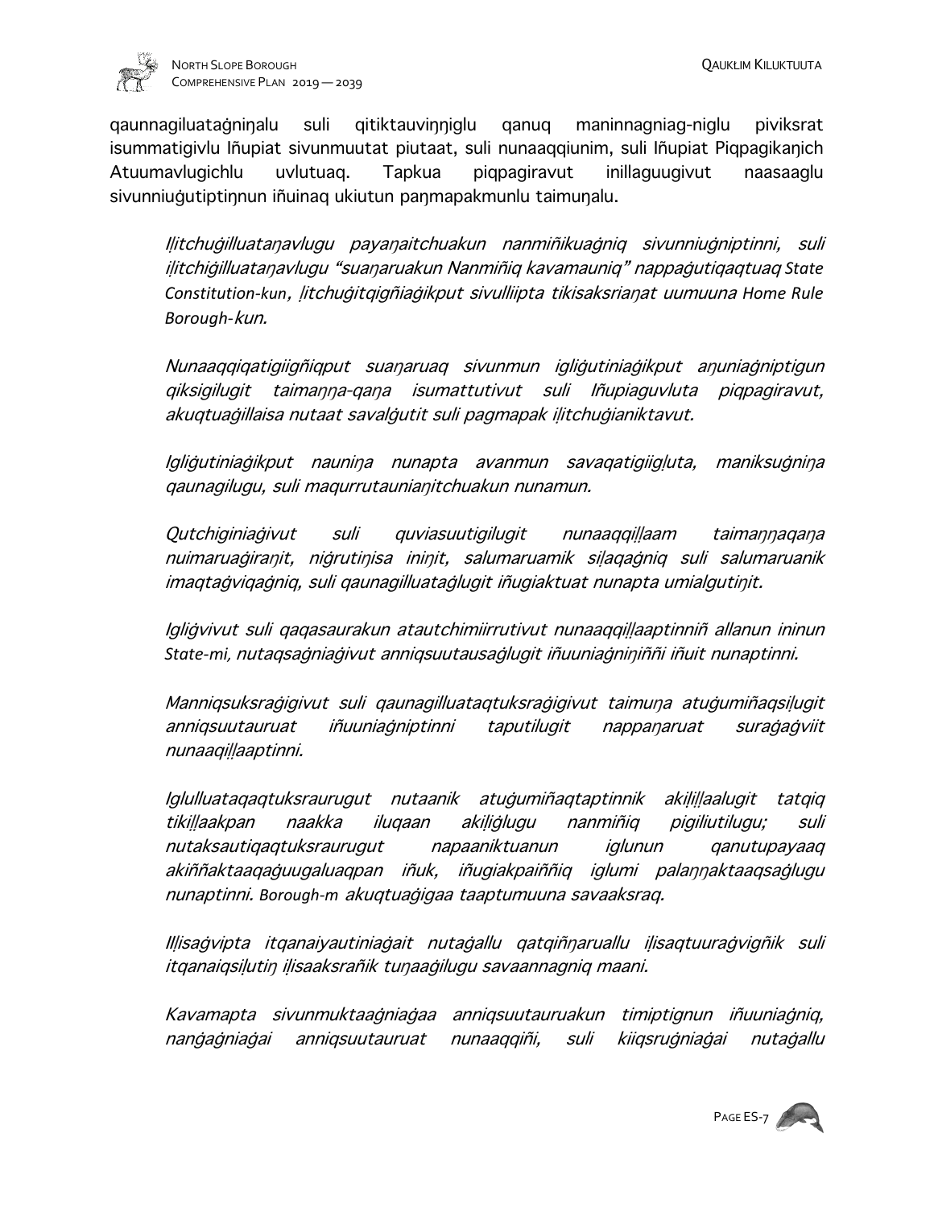qaunnagiluataġniŋalu suli qitiktauviŋŋiglu qanuq maninnagniag-niglu piviksrat isummatigivlu Iñupiat sivunmuutat piutaat, suli nunaaqqiunim, suli Iñupiat Piqpagikaŋich Atuumavlugichlu uvlutuaq. Tapkua piqpagiravut inillaguugivut naasaaglu sivunniuġutiptiŋnun iñuinaq ukiutun paŋmapakmunlu taimuŋalu.

*Iḷitchuġilluataŋavlugu payaŋaitchuakun nanmiñikuaġniq sivunniuġniptinni, suli iḷitchiġilluataŋavlugu "suaŋaruakun Nanmiñiq kavamauniq" nappaġutiqaqtuaq State Constitution-kun, ḷitchuġitqigñiaġikput sivulliipta tikisaksriaŋat uumuuna Home Rule Borough-kun.*

*Nunaaqqiqatigiigñiqput suaŋaruaq sivunmun igliġutiniaġikput aŋuniaġniptigun qiksigilugit taimaŋŋa-qaŋa isumattutivut suli Iñupiaguvluta piqpagiravut, akuqtuaġillaisa nutaat savalġutit suli pagmapak iḷitchuġianiktavut.*

*Igliġutiniaġikput nauniŋa nunapta avanmun savaqatigiigḷuta, maniksuġniŋa qaunagilugu, suli maqrrutauniaŋitchuakun nunamun.*

*Qutchiginiaġivut suli quviasuutigilugit nunaaqqiḷḷaam taimaŋŋaqaŋa nuimaruaġiraŋit, niġrutiŋisa iniŋit, salumaruamik siḷaqaġniq suli salumaruanik imaqtaġviqaġniq, suli qaunagilluataġlugit iñugiaktuat nunapta umialgutiŋit.*

*Igliġvivut suli qaqasaurakun atautchimiirrutivut nunaaqqiḷḷaaptinniñ allanun ininun State-mi, nutaqsaġniaġivut anniqsuutausaġlugit iñuuniaġniŋiññi iñuit nunaptinni.*

*Manniqsuksraġigivut suli qaunagilluataqtuksraġigivut taimuŋa atuġumiñaqsiḷugit anniqsuutauruat iñuuniaġniptinni taputilugit nappaŋaruat suraġaġviit nunaaqiḷḷaaptinni.*

*Iglulluataqaqtuksraurugut nutaanik atuġumiñaqtaptinnik akiḷiḷḷaalugit tatqiq tikiḷḷaakpan naakka iluqaan akiḷiġlugu nanmiñiq pigiliutilugu; suli nutaksautiqaqtuksraurugut napaaniktuanun iglunun qanutupayaaq akiññaktaaqaġuugaluaqpan iñuk, iñugiakpaiññiq iglumi palaŋŋaktaaqsaġlugu nunaptinni. Borough-m akuqtuaġigaa taaptumuuna savaaksraq.*

*Iḷḷisaġvipta itqanaiyautiniaġait nutaġallu qatqiññaruallu iḷisaqtuuraġvigñik suli itqanaiqsiḷutiŋ iḷisaaksrañik tuŋaaġilugu savaannagniq maani.*

*Kavamapta sivunmuktaaġniaġaa anniqsuutauruakun timiptignun iñuuniaġniq, nanġaġniaġai anniqsuutauruat nunaaqqiñi, suli kiiqsruġniaġai nutaġallu*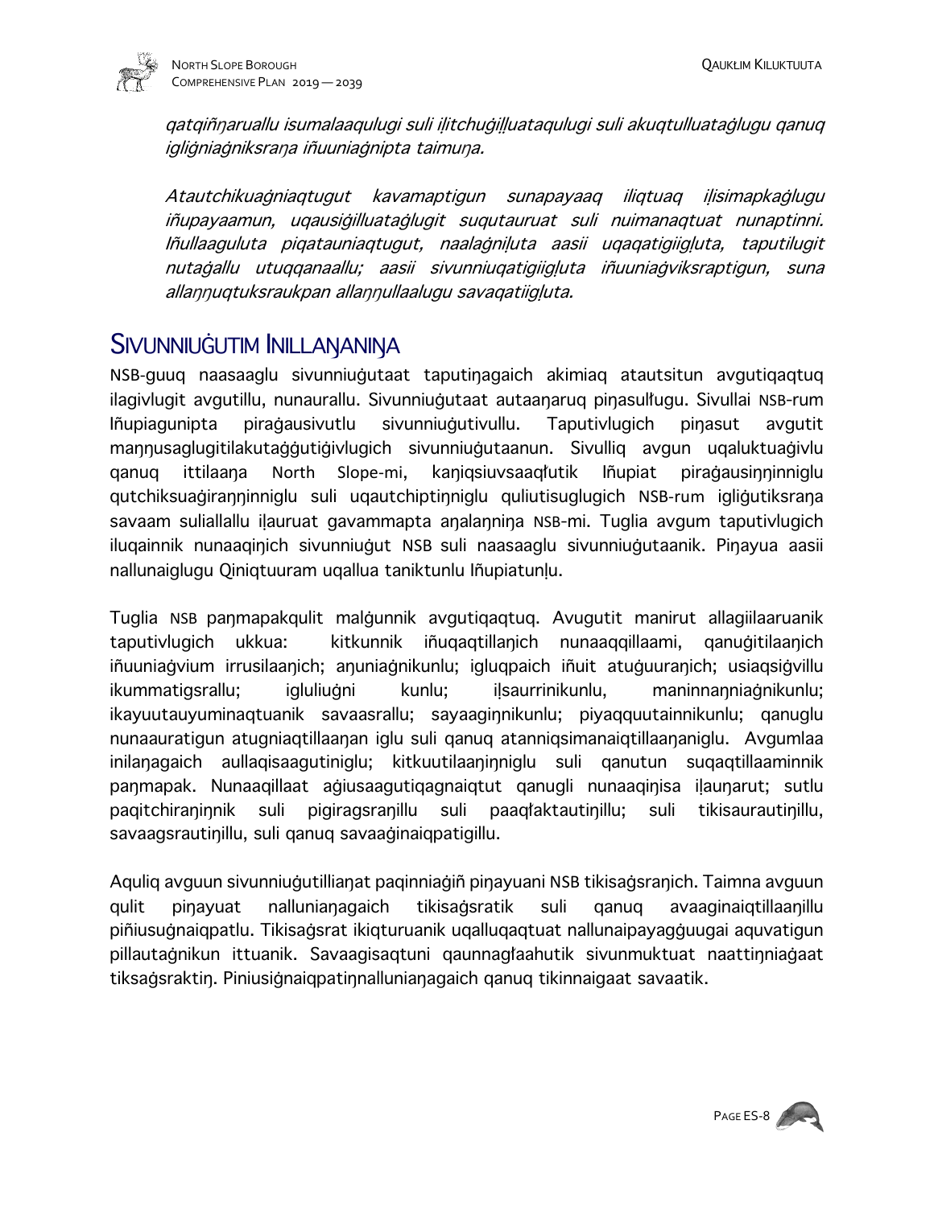*qatqiñŋaruallu isumalaaqulugi suli iḷitchuġiḷḷuataqulugi suli akuqtulluataġlugu qanuq igliġniaġniksraŋa iñuuniaġnipta taimuŋa.*

*Atautchikuaġniaqtugut kavamaptigun sunapayaaq iliqtuaq iḷisimapkaġlugu iñupayaamun, uqausiġilluataġlugit suqutauruat suli nuimanaqtuat nunaptinni. Iñullaaguluta piqatauniaqtugut, naalaġniḷuta aasii uqaqatigiigḷuta, taputilugit nutaġallu utuqqanaallu; aasii sivunniuqatigiigḷuta iñuuniaġviksraptigun, suna allaŋŋuqtuksraukpan allaŋŋullaalugu savaqatiigḷuta.*

## Sivunniuġutim Inillaŋaniŋa

NSB-guuq naasaaglu sivunniuġutaat taputiŋagaich akimiaq atautsitun avgutiqaqtuq ilagivlugit avgutillu, nunaurallu. Sivunniuġutaat autaaŋaruq piŋasułługu. Sivullai NSB-rum Iñupiagunipta piraġausivutlu sivunniuġutivullu. Taputivlugich piŋasut avgutit maŋŋusaglugitilakutaġġutiġivlugich sivunniuġutaanun. Sivulliq avgun uqaluktuaġivlu qanuq ittilaaŋa North Slope-mi, kaŋiqsiuvsaaqłutik Iñupiat piraġausiŋŋinniglu qutchiksuaġiraŋŋinniglu suli uqautchiptiŋniglu quliutisuglugich NSB-rum igliġutiksraŋa savaam suliallallu iḷauruat gavammapta aŋalaŋniŋa NSB-mi. Tuglia avgum taputivlugich iluqainnik nunaaqiŋich sivunniuġut NSB suli naasaaglu sivunniuġutaanik. Piŋayua aasii nallunaiglugu Qiniqtuuram uqallua taniktunlu Iñupiatunḷu.

Tuglia NSB paŋmapakqulit malġunnik avgutiqaqtuq. Avugutit manirut allagiilaaruanik taputivlugich ukkua: kitkunnik iñuqaqtillaŋich nunaaqqillaami, qanuġitilaaŋich iñuuniaġvium irrusilaaŋich; aŋuniaġnikunlu; igluqpaich iñuit atuġuuraŋich; usiaqsiġvillu ikummatigsrallu; igluliuġni kunlu; iḷsaurrinikunlu, maninnaŋniaġnikunlu; ikayuutauyuminaqtuanik savaasrallu; sayaagiŋnikunlu; piyaqquutainnikunlu; qanuglu nunaauratigun atugniaqtillaaŋan iglu suli qanuq atanniqsimanaiqtillaaŋaniglu. Avgumlaa inilaŋagaich aullaqisaagutiniglu; kitkuutilaaŋiŋniglu suli qanutun suqaqtillaaminnik paŋmapak. Nunaaqillaat aġiusaagutiqagnaiqtut qanugli nunaaqiŋisa iḷauŋarut; sutlu paqitchiraŋiŋnik suli pigiragsraŋillu suli paaqłaktautiŋillu; suli tikisaurautiŋillu, savaagsrautiŋillu, suli qanuq savaaġinaiqpatigillu.

Aquliq avguun sivunniuġutilliaŋat paqinniaġiñ piŋayuani NSB tikisaġsraŋich. Taimna avguun qulit piŋayuat nalluniaŋagaich tikisaġsratik suli qanuq avaaginaiqtillaaŋillu piñiusuġnaiqpatlu. Tikisaġsrat ikiqturuanik uqalluqaqtuat nallunaipayagġuugai aquvatigun pillautaġnikun ittuanik. Savaagisaqtuni qaunnagłaahutik sivunmuktuat naattiŋniaġaat tiksaġsraktiŋ. Piniusiġnaiqpatiŋnallunianagaich qanuq tikinnaigaat savaatik.